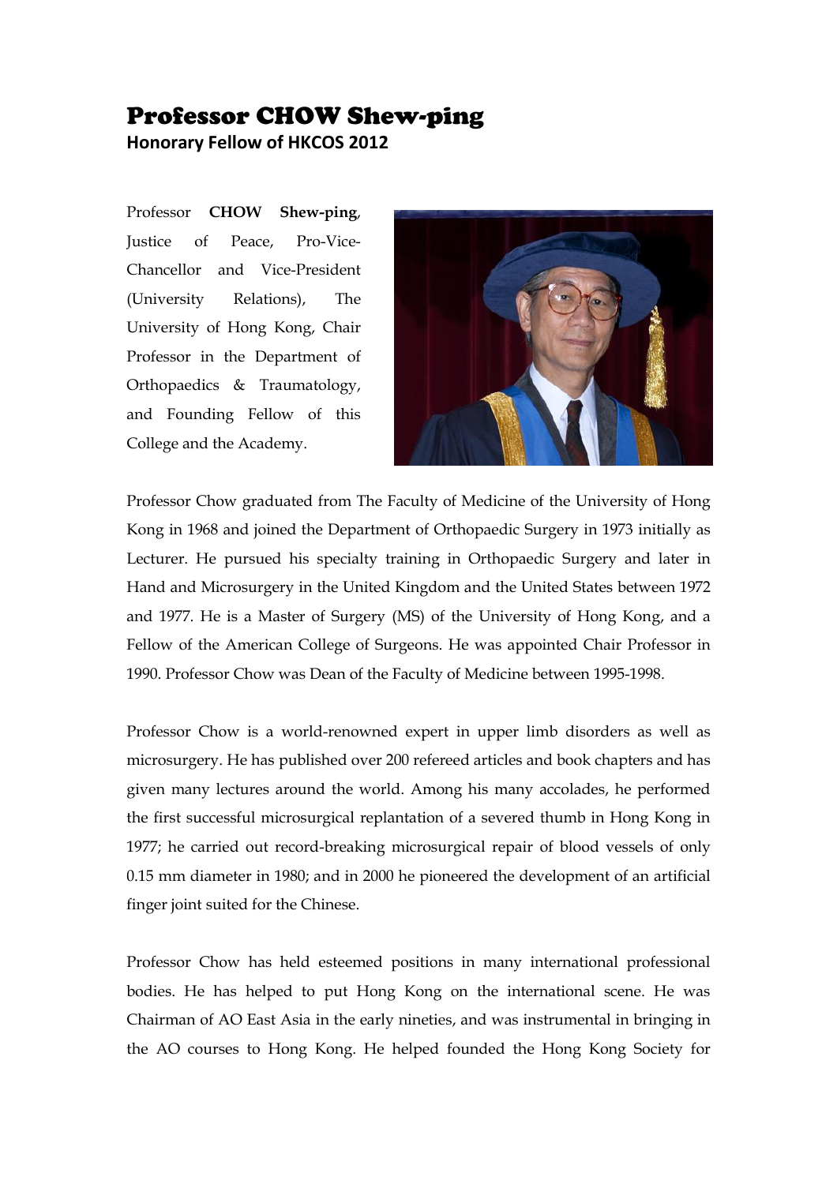# Professor CHOW Shew-ping

**Honorary Fellow of HKCOS 2012**

Professor **CHOW Shew-ping**, Justice of Peace, Pro-Vice-Chancellor and Vice-President (University Relations), The University of Hong Kong, Chair Professor in the Department of Orthopaedics & Traumatology, and Founding Fellow of this College and the Academy.

Professor Chow graduated from The Faculty of Medicine of the University of Hong Kong in 1968 and joined the Department of Orthopaedic Surgery in 1973 initially as Lecturer. He pursued his specialty training in Orthopaedic Surgery and later in Hand and Microsurgery in the United Kingdom and the United States between 1972 and 1977. He is a Master of Surgery (MS) of the University of Hong Kong, and a Fellow of the American College of Surgeons. He was appointed Chair Professor in 1990. Professor Chow was Dean of the Faculty of Medicine between 1995-1998.

Professor Chow is a world-renowned expert in upper limb disorders as well as microsurgery. He has published over 200 refereed articles and book chapters and has given many lectures around the world. Among his many accolades, he performed the first successful microsurgical replantation of a severed thumb in Hong Kong in 1977; he carried out record-breaking microsurgical repair of blood vessels of only 0.15 mm diameter in 1980; and in 2000 he pioneered the development of an artificial finger joint suited for the Chinese.

Professor Chow has held esteemed positions in many international professional bodies. He has helped to put Hong Kong on the international scene. He was Chairman of AO East Asia in the early nineties, and was instrumental in bringing in the AO courses to Hong Kong. He helped founded the Hong Kong Society for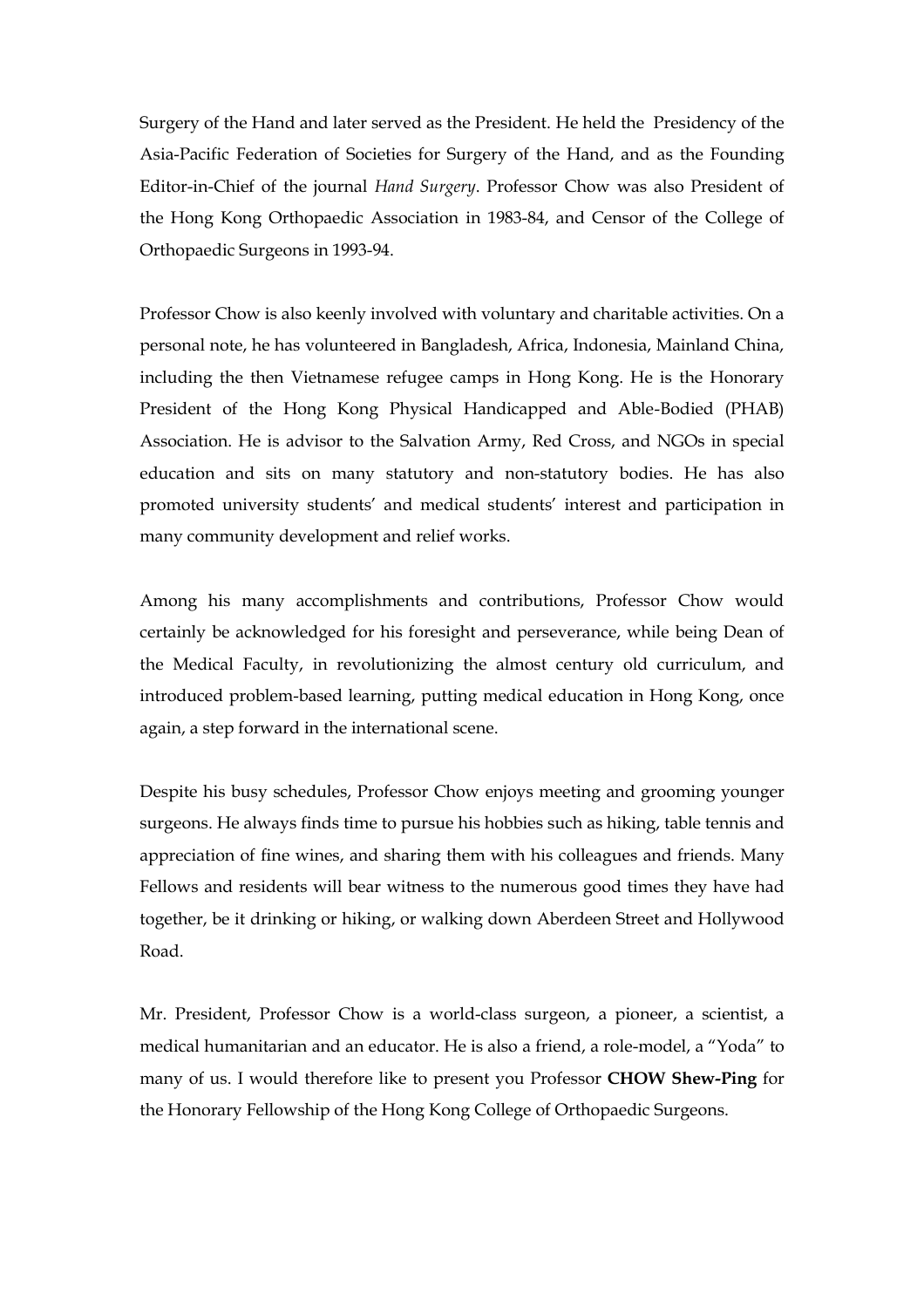Surgery of the Hand and later served as the President. He held the Presidency of the Asia-Pacific Federation of Societies for Surgery of the Hand, and as the Founding Editor-in-Chief of the journal *Hand Surgery*. Professor Chow was also President of the Hong Kong Orthopaedic Association in 1983-84, and Censor of the College of Orthopaedic Surgeons in 1993-94.

Professor Chow is also keenly involved with voluntary and charitable activities. On a personal note, he has volunteered in Bangladesh, Africa, Indonesia, Mainland China, including the then Vietnamese refugee camps in Hong Kong. He is the Honorary President of the Hong Kong Physical Handicapped and Able-Bodied (PHAB) Association. He is advisor to the Salvation Army, Red Cross, and NGOs in special education and sits on many statutory and non-statutory bodies. He has also promoted university students' and medical students' interest and participation in many community development and relief works.

Among his many accomplishments and contributions, Professor Chow would certainly be acknowledged for his foresight and perseverance, while being Dean of the Medical Faculty, in revolutionizing the almost century old curriculum, and introduced problem-based learning, putting medical education in Hong Kong, once again, a step forward in the international scene.

Despite his busy schedules, Professor Chow enjoys meeting and grooming younger surgeons. He always finds time to pursue his hobbies such as hiking, table tennis and appreciation of fine wines, and sharing them with his colleagues and friends. Many Fellows and residents will bear witness to the numerous good times they have had together, be it drinking or hiking, or walking down Aberdeen Street and Hollywood Road.

Mr. President, Professor Chow is a world-class surgeon, a pioneer, a scientist, a medical humanitarian and an educator. He is also a friend, a role-model, a "Yoda" to many of us. I would therefore like to present you Professor **CHOW Shew-Ping** for the Honorary Fellowship of the Hong Kong College of Orthopaedic Surgeons.